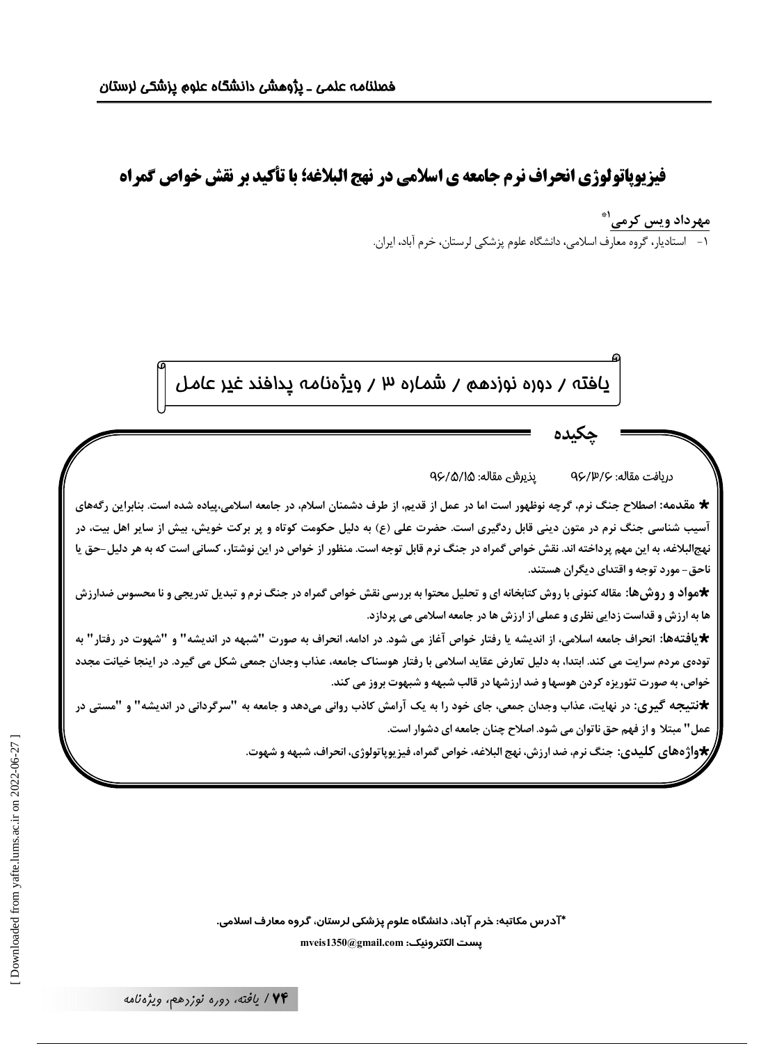# فیزیوپاتولوژی انحراف نرم جامعه ی اسلامی در نهج البلاغه؛ با تأکید بر نقش خواص گمراه

**مهرداد ویس کرمی**[1*]

۱- استادیار، گروه معارف اسلامی، دانشگاه علوم پزشکی لرستان، خرم آباد، ایران.

یافته / دوره نوزدهم / شماره ۳ / ویژه‌نامه پدافند غیر عامل

## چکیده

دریافت مقاله: ۹۶/۳/۶ پذیرش مقاله: ۹۶/۵/۱۵

★ **مقدمه:** اصطلاح جنگ نرم، گرچه نوظهور است اما در عمل از قدیم، از طرف دشمنان اسلام، در جامعه اسلامی،پیاده شده است. بنابراین رگه‌های آسیب شناسی جنگ نرم در متون دینی قابل ردگیری است. حضرت علی (ع) به دلیل حکومت کوتاه و پر برکت خویش، بیش از سایر اهل بیت، در نهج‌البلاغه، به این مهم پرداخته اند. نقش خواص گمراه در جنگ نرم قابل توجه است. منظور از خواص در این نوشتار، کسانی است که به هر دلیل-حق یا ناحق- مورد توجه و اقتدای دیگران هستند.

★**مواد و روش‌ها:** مقاله کنونی با روش کتابخانه ای و تحلیل محتوا به بررسی نقش خواص گمراه در جنگ نرم و تبدیل تدریجی و نا محسوس ضدارزش ها به ارزش و قداست زدایی نظری و عملی از ارزش ها در جامعه اسلامی می پردازد.

★**یافته‌ها:** انحراف جامعه اسلامی، از اندیشه یا رفتار خواص آغاز می شود. در ادامه، انحراف به صورت "شبهه در اندیشه" و "شهوت در رفتار" به توده‌ی مردم سرایت می کند. ابتدا، به دلیل تعارض عقاید اسلامی با رفتار هوسناک جامعه، عذاب وجدان جمعی شکل می گیرد. در اینجا خیانت مجدد خواص، به صورت تئوریزه کردن هوسها و ضد ارزشها در قالب شبهه و شبهوت بروز می کند.

★**نتیجه گیری:** در نهایت، عذاب وجدان جمعی، جای خود را به یک آرامش کاذب روانی می‌دهد و جامعه به "سرگردانی در اندیشه" و "مستی در عمل" مبتلا و از فهم حق ناتوان می شود. اصلاح چنان جامعه ای دشوار است.

★**واژه‌های کلیدی:** جنگ نرم، ضد ارزش، نهج البلاغه، خواص گمراه، فیزیوپاتولوژی، انحراف، شبهه و شهوت.

*آدرس مکاتبه: خرم آباد، دانشگاه علوم پزشکی لرستان، گروه معارف اسلامی.

پست الکترونیک: mveis1350@gmail.com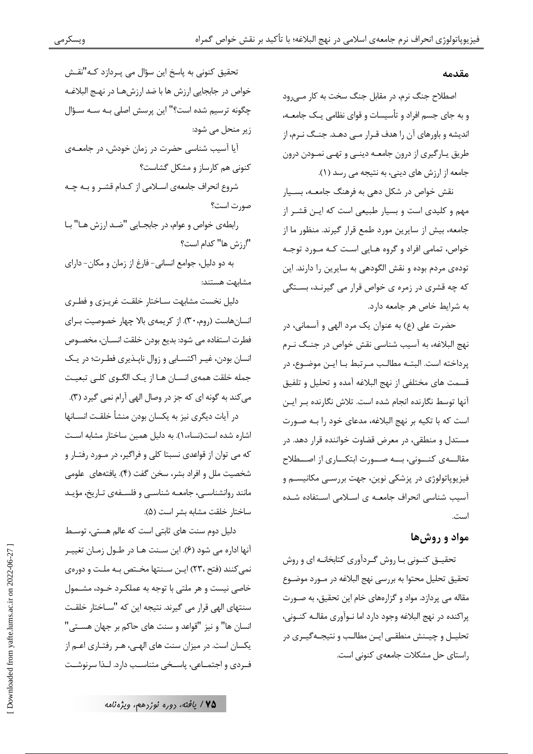## مقدمه

اصطلاح جنگ نرم، در مقابل جنگ سخت به کار می‌رود و به جای جسم افراد و تأسیسات و قوای نظامی یک جامعه، اندیشه و باورهای آن را هدف قرار می دهد. جنگ نرم، از طریق یارگیری از درون جامعه دینی و تهی نمودن درون جامعه از ارزش های دینی، به نتیجه می رسد (۱).

نقش خواص در شکل دهی به فرهنگ جامعه، بسیار مهم و کلیدی است و بسیار طبیعی است که این قشر از جامعه، بیش از سایرین مورد طمع قرار گیرند. منظور ما از خواص، تمامی افراد و گروه هایی است که مورد توجه توده‌ی مردم بوده و نقش الگودهی به سایرین را دارند. این که چه قشری در زمره ی خواص قرار می گیرند، بستگی به شرایط خاص هر جامعه دارد.

حضرت علی (ع) به عنوان یک مرد الهی و آسمانی، در نهج البلاغه، به آسیب شناسی نقش خواص در جنگ نرم پرداخته است. البته مطالب مرتبط با این موضوع، در قسمت های مختلفی از نهج البلاغه آمده و تحلیل و تلفیق آنها توسط نگارنده انجام شده است. تلاش نگارنده بر این است که با تکیه بر نهج البلاغه، مدعای خود را به صورت مستدل و منطقی، در معرض قضاوت خواننده قرار دهد. در مقاله‌ی کنونی، به صورت ابتکاری از اصطلاح فیزیوپاتولوژی در پزشکی نوین، جهت بررسی مکانیسم و آسیب شناسی انحراف جامعه ی اسلامی استفاده شده است.

## مواد و روش‌ها

تحقیق کنونی با روش گردآوری کتابخانه ای و روش تحقیق تحلیل محتوا به بررسی نهج البلاغه در مورد موضوع مقاله می پردازد. مواد و گزاره‌های خام این تحقیق، به صورت پراکنده در نهج البلاغه وجود دارد اما نوآوری مقاله کنونی، تحلیل و چینش منطقی این مطالب و نتیجه‌گیری در راستای حل مشکلات جامعه‌ی کنونی است.

تحقیق کنونی به پاسخ این سؤال می پردازد که "نقش خواص در جابجایی ارزش ها با ضد ارزش‌ها در نهج البلاغه چگونه ترسیم شده است؟" این پرسش اصلی به سه سؤال زیر منحل می شود:

آیا آسیب شناسی حضرت در زمان خودش، در جامعه‌ی کنونی هم کارساز و مشکل گشاست؟

شروع انحراف جامعه‌ی اسلامی از کدام قشر و به چه صورت است؟

رابطه‌ی خواص و عوام، در جابجایی "ضد ارزش ها" با "ارزش ها" کدام است؟

به دو دلیل، جوامع انسانی- فارغ از زمان و مکان- دارای مشابهت هستند:

دلیل نخست مشابهت ساختار خلقت غریزی و فطری انسان‌هاست (روم،۳۰). از کریمه‌ی بالا چهار خصوصیت برای فطرت استفاده می شود: بدیع بودن خلقت انسان، مخصوص انسان بودن، غیر اکتسابی و زوال ناپذیری فطرت؛ در یک جمله خلقت همه‌ی انسان ها از یک الگوی کلی تبعیت می‌کند به گونه ای که جز در وصال الهی آرام نمی گیرد (۳).

در آیات دیگری نیز به یکسان بودن منشأ خلقت انسانها اشاره شده است(نساء،۱). به دلیل همین ساختار مشابه است که می توان از قواعدی نسبتا کلی و فراگیر، در مورد رفتار و شخصیت ملل و افراد بشر، سخن گفت (۴). یافته‌های علومی مانند روانشناسی، جامعه شناسی و فلسفه‌ی تاریخ، مؤید ساختار خلقت مشابه بشر است (۵).

دلیل دوم سنت های ثابتی است که عالم هستی، توسط آنها اداره می شود (۶). این سنت ها در طول زمان تغییر نمی‌کنند (فتح ،۲۳) این سنتها مختص به ملت و دوره‌ی خاصی نیست و هر ملتی با توجه به عملکرد خود، مشمول سنتهای الهی قرار می گیرند. نتیجه این که "ساختار خلقت انسان ها" و نیز "قواعد و سنت های حاکم بر جهان هستی" یکسان است. در میزان سنت های الهی، هر رفتاری اعم از فردی و اجتماعی، پاسخی متناسب دارد. لذا سرنوشت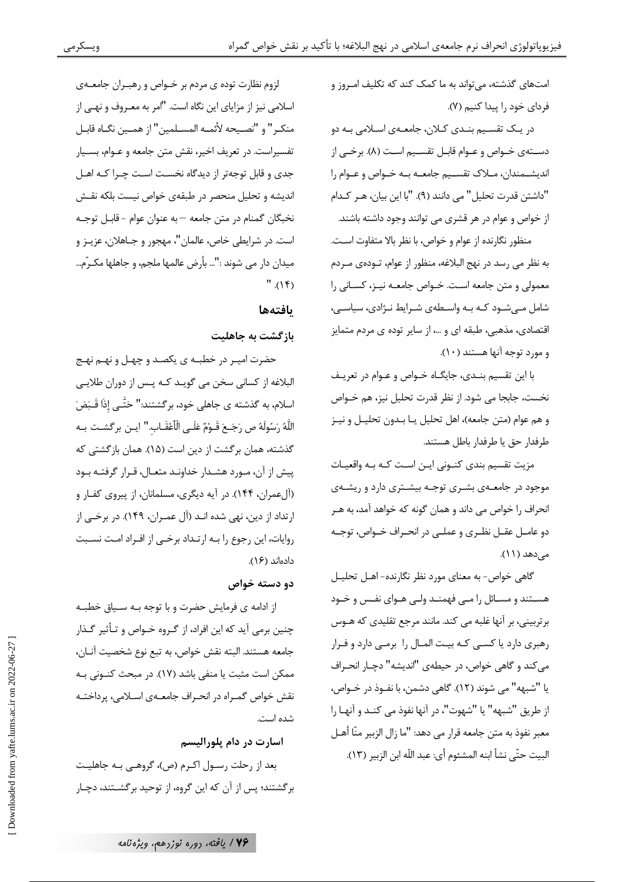امت‌های گذشته، می‌تواند به ما کمک کند که تکلیف امروز و فردای خود را پیدا کنیم (۷).

در یک تقسیم بندی کلان، جامعه‌ی اسلامی به دو دسته‌ی خواص و عوام قابل تقسیم است (۸). برخی از اندیشمندان، ملاک تقسیم جامعه به خواص و عوام را "داشتن قدرت تحلیل" می دانند (۹). "با این بیان، هر کدام از خواص و عوام در هر قشری می توانند وجود داشته باشند.

منظور نگارنده از عوام و خواص، با نظر بالا متفاوت است. به نظر می رسد در نهج البلاغه، منظور از عوام، توده‌ی مردم معمولی و متن جامعه است. خواص جامعه نیز، کسانی را شامل می‌شود که به واسطه‌ی شرایط نژادی، سیاسی، اقتصادی، مذهبی، طبقه ای و ...، از سایر توده ی مردم متمایز و مورد توجه آنها هستند (۱۰).

با این تقسیم بندی، جایگاه خواص و عوام در تعریف نخست، جابجا می شود. از نظر قدرت تحلیل نیز، هم خواص و هم عوام (متن جامعه)، اهل تحلیل یا بدون تحلیل و نیز طرفدار حق یا طرفدار باطل هستند.

مزیت تقسیم بندی کنونی این است که به واقعیات موجود در جامعه‌ی بشری توجه بیشتری دارد و ریشه‌ی انحراف را خواص می داند و همان گونه که خواهد آمد، به هر دو عامل عقل نظری و عملی در انحراف خواص، توجه می‌دهد (۱۱).

گاهی خواص- به معنای مورد نظر نگارنده- اهل تحلیل هستند و مسائل را می فهمند ولی هوای نفس و خود برتربینی، بر آنها غلبه می کند. مانند مرجع تقلیدی که هوس رهبری دارد یا کسی که بیت المال را برمی دارد و فرار می‌کند و گاهی خواص، در حیطه‌ی "اندیشه" دچار انحراف یا "شبهه" می شوند (۱۲). گاهی دشمن، با نفوذ در خواص، از طریق "شبهه" یا "شهوت"، در آنها نفوذ می کند و آنها را معبر نفوذ به متن جامعه قرار می دهد: "ما زال الزبير منّا أهل البيت حتّى نشأ ابنه المشئوم أي: عبد اللّه ابن الزبير (۱۳).

لزوم نظارت توده ی مردم بر خواص و رهبران جامعه‌ی اسلامی نیز از مزایای این نگاه است. "امر به معروف و نهی از منکر" و "نصیحه لأئمه المسلمین" از همین نگاه قابل تفسیراست. در تعریف اخیر، نقش متن جامعه و عوام، بسیار جدی و قابل توجه‌تر از دیدگاه نخست است چرا که اهل اندیشه و تحلیل منحصر در طبقه‌ی خواص نیست بلکه نقش نخبگان گمنام در متن جامعه – به عنوان عوام - قابل توجه است. در شرایطی خاص، عالمان"، مهجور و جاهلان، عزیز و میدان دار می شوند :"... بأرض عالمها ملجم، و جاهلها مكرّم... " (۱۴).

## یافته‌ها

### بازگشت به جاهلیت

حضرت امیر در خطبه ی یکصد و چهل و نهم نهج البلاغه از کسانی سخن می گوید که پس از دوران طلایی اسلام، به گذشته ی جاهلی خود، برگشتند:" حَتَّى إِذَا قَبَضَ اللَّهُ رَسُولَهُ ص رَجَعَ قَوْمٌ عَلَى الْأَعْقَابِ." این برگشت به گذشته، همان برگشت از دین است (۱۵). همان بازگشتی که پیش از آن، مورد هشدار خداوند متعال، قرار گرفته بود (آل‌عمران، ۱۴۴). در آیه دیگری، مسلمانان، از پیروی کفار و ارتداد از دین، نهی شده اند (آل عمران، ۱۴۹). در برخی از روایات، این رجوع را به ارتداد برخی از افراد امت نسبت داده‌اند (۱۶).

### دو دسته خواص

از ادامه ی فرمایش حضرت و با توجه به سیاق خطبه چنین برمی آید که این افراد، از گروه خواص و تأثیر گذار جامعه هستند. البته نقش خواص، به تبع نوع شخصیت آنان، ممکن است مثبت یا منفی باشد (۱۷). در مبحث کنونی به نقش خواص گمراه در انحراف جامعه‌ی اسلامی، پرداخته شده است.

### اسارت در دام پلورالیسم

بعد از رحلت رسول اکرم (ص)، گروهی به جاهلیت برگشتند؛ پس از آن که این گروه، از توحید برگشتند، دچار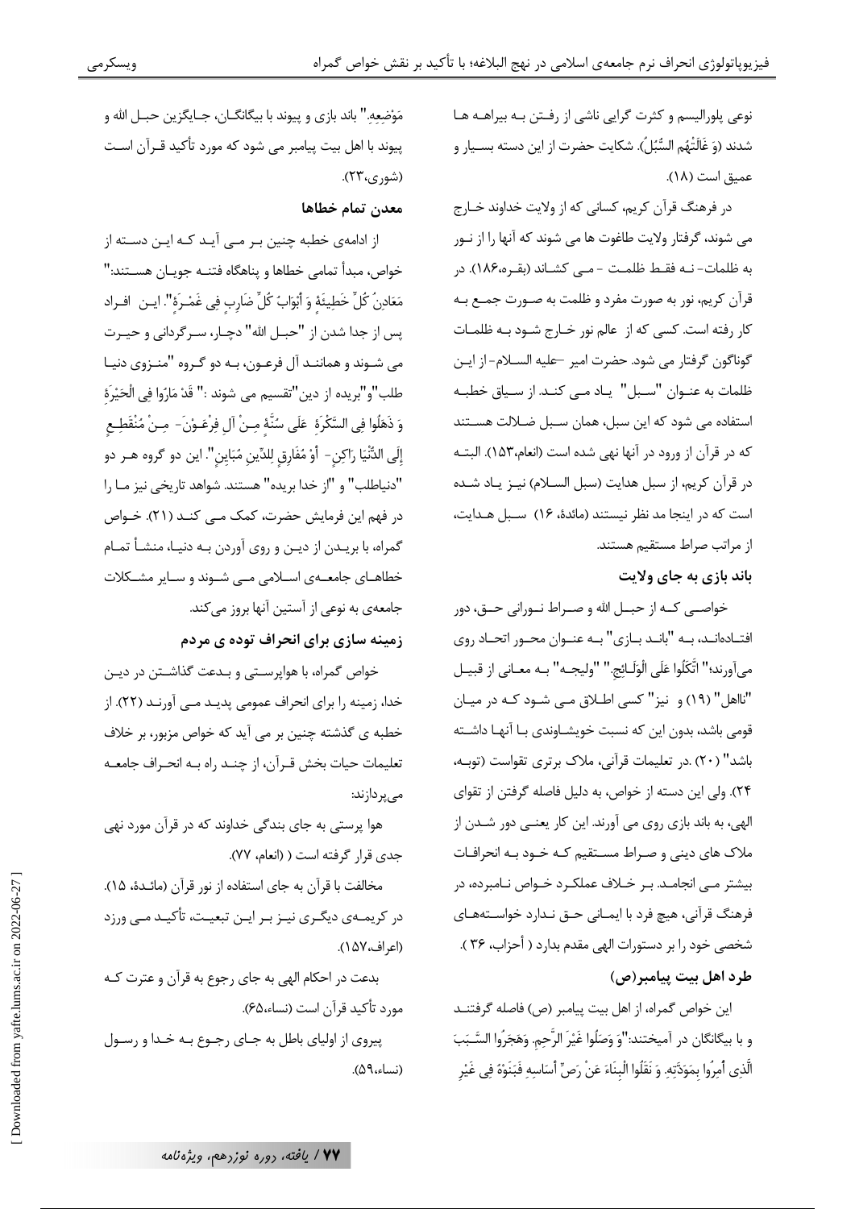نوعی پلورالیسم و کثرت گرایی ناشی از رفتن به بیراهه ها شدند (وَ غَالَتْهُم السُّبُلُ). شکایت حضرت از این دسته بسیار و عمیق است (۱۸).

در فرهنگ قرآن کریم، کسانی که از ولایت خداوند خارج می شوند، گرفتار ولایت طاغوت ها می شوند که آنها را از نور به ظلمات- نه فقط ظلمت - می کشاند (بقره،۱۸۶). در قرآن کریم، نور به صورت مفرد و ظلمت به صورت جمع به کار رفته است. کسی که از عالم نور خارج شود به ظلمات گوناگون گرفتار می شود. حضرت امیر -علیه السلام- از این ظلمات به عنوان "سبل" یاد می کند. از سیاق خطبه استفاده می شود که این سبل، همان سبل ضلالت هستند که در قرآن از ورود در آنها نهی شده است (انعام،۱۵۳). البته در قرآن کریم، از سبل هدایت (سبل السلام) نیز یاد شده است که در اینجا مد نظر نیستند (مائدة، ۱۶) سبل هدایت، از مراتب صراط مستقیم هستند.

## باند بازی به جای ولایت

خواصی که از حبل الله و صراط نورانی حق، دور افتاده‌اند، به "باند بازی" به عنوان محور اتحاد روی می‌آورند؛" اتَّكَلُوا عَلَى الْوَلَائِجِ." "ولیجه" به معانی از قبیل "نااهل" (۱۹) و نیز" کسی اطلاق می شود که در میان قومی باشد، بدون این که نسبت خویشاوندی با آنها داشته باشد" (۲۰) .در تعلیمات قرآنی، ملاک برتری تقواست (توبه، ۲۴). ولی این دسته از خواص، به دلیل فاصله گرفتن از تقوای الهی، به باند بازی روی می آورند. این کار یعنی دور شدن از ملاک های دینی و صراط مستقیم که خود به انحرافات بیشتر می انجامد. بر خلاف عملکرد خواص نامبرده، در فرهنگ قرآنی، هیچ فرد با ایمانی حق ندارد خواسته‌های شخصی خود را بر دستورات الهی مقدم بدارد ( أحزاب، ۳۶ ).

## طرد اهل بیت پیامبر(ص)

این خواص گمراه، از اهل بیت پیامبر (ص) فاصله گرفتند و با بیگانگان در آمیختند:"وَ وَصَلُوا غَيْرَ الرَّحِمِ. وَهَجَرُوا السَّبَبَ الَّذِي أُمِرُوا بِمَوَدَّتِهِ. وَ نَقَلُوا الْبِنَاءَ عَنْ رَصِّ أَسَاسِهِ فَبَنَوْهُ فِي غَيْرِ مَوْضِعِهِ." باند بازی و پیوند با بیگانگان، جایگزین حبل الله و پیوند با اهل بیت پیامبر می شود که مورد تأکید قرآن است (شوری،۲۳).

## معدن تمام خطاها

از ادامه‌ی خطبه چنین بر می آید که این دسته از خواص، مبدأ تمامی خطاها و پناهگاه فتنه جویان هستند:" مَعَادِنُ كُلِّ خَطِيئَةٍ وَ أَبْوَابُ كُلِّ ضَارِبٍ فِي غَمْرَةٍ". این افراد پس از جدا شدن از "حبل الله" دچار، سرگردانی و حیرت می شوند و همانند آل فرعون، به دو گروه "منزوی دنیا طلب"و"بریده از دین"تقسیم می شوند :" قَدْ مَارُوا فِي الْحَيْرَةِ وَ ذَهَلُوا فِي السَّكْرَةِ عَلَى سُنَّةٍ مِنْ آلِ فِرْعَوْنَ- مِنْ مُنْقَطِعٍ إِلَى الدُّنْيَا رَاكِنٍ- أَوْ مُفَارِقٍ لِلدِّينِ مُبَايِنٍ". این دو گروه هر دو "دنیاطلب" و "از خدا بریده" هستند. شواهد تاریخی نیز ما را در فهم این فرمایش حضرت، کمک می کند (۲۱). خواص گمراه، با بریدن از دین و روی آوردن به دنیا، منشأ تمام خطاهای جامعه‌ی اسلامی می شوند و سایر مشکلات جامعه‌ی به نوعی از آستین آنها بروز می‌کند.

## زمینه سازی برای انحراف توده ی مردم

خواص گمراه، با هواپرستی و بدعت گذاشتن در دین خدا، زمینه را برای انحراف عمومی پدید می آورند (۲۲). از خطبه ی گذشته چنین بر می آید که خواص مزبور، بر خلاف تعلیمات حیات بخش قرآن، از چند راه به انحراف جامعه می‌پردازند:

هوا پرستی به جای بندگی خداوند که در قرآن مورد نهی جدی قرار گرفته است ( انعام، ۷۷).

مخالفت با قرآن به جای استفاده از نور قرآن (مائدة، ۱۵). در کریمه‌ی دیگری نیز بر این تبعیت، تأکید می ورزد (اعراف،۱۵۷).

بدعت در احکام الهی به جای رجوع به قرآن و عترت که مورد تأکید قرآن است (نساء،۶۵).

پیروی از اولیای باطل به جای رجوع به خدا و رسول (نساء،۵۹).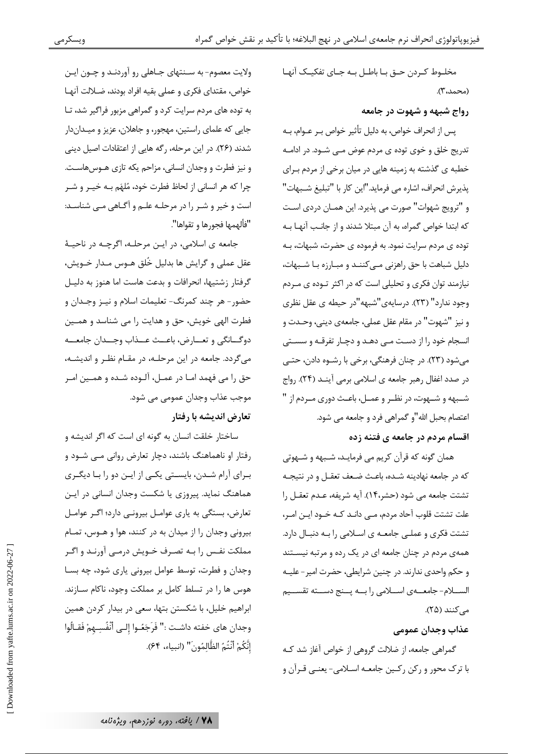مخلـوط کـردن حـق بـا باطـل بـه جـای تفکیـک آنهـا (محمد،۳).

### رواج شبهه و شهوت در جامعه

پس از انحراف خواص، به دلیل تأثیر خواص بـر عـوام، بـه تدریج خلق و خوی توده ی مردم عوض مـی شـود. در ادامـه خطبه ی گذشته به زمینه هایی در میان برخی از مردم بـرای پذیرش انحراف، اشاره می فرماید."این کار با "تبلیغ شـبهات" و "ترویج شهوات" صورت می پذیرد. این همـان دردی اسـت که ابتدا خواص گمراه، به آن مبتلا شدند و از جانـب آنهـا بـه توده ی مردم سرایت نمود. به فرموده ی حضرت، شبهات، بـه دلیل شباهت با حق راهزنی مـی‌کننـد و مبـارزه بـا شـبهات، نیازمند توان فکری و تحلیلی است که در اکثر تـوده ی مـردم وجود ندارد" (۲۳). درسایه‌ی"شبهه"در حیطه ی عقل نظری و نیز "شهوت" در مقام عقل عملی، جامعه‌ی دینی، وحـدت و انسجام خود را از دسـت مـی دهـد و دچـار تفرقـه و سسـتی می‌شود (۲۳). در چنان فرهنگی، برخی با رشـوه دادن، حتـی در صدد اغفال رهبر جامعه ی اسلامی برمی آینـد (۲۴). رواج شـبهه و شـهوت، در نظـر و عمـل، باعـث دوری مـردم از " اعتصام بحبل الله"و گمراهی فرد و جامعه می شود.

### اقسام مردم در جامعه ی فتنه زده

همان گونه که قرآن کریم می فرمایـد، شـبهه و شـهوتی که در جامعه نهادینه شـده، باعـث ضـعف تعقـل و در نتیجـه تشتت جامعه می شود (حشر،۱۴). آیه شریفه، عـدم تعقـل را علت تشتت قلوب آحاد مردم، مـی دانـد کـه خـود ایـن امـر، تشتت فکری و عملـی جامعـه ی اسـلامی را بـه دنبـال دارد. همه‌ی مردم در چنان جامعه ای در یک رده و مرتبه نیسـتند و حکم واحدی ندارند. در چنین شرایطی، حضرت امیر- علیـه السـلام- جامعـه‌ی اسـلامی را بـه پـنج دسـته تقسـیم می‌کنند (۲۵).

### عذاب وجدان عمومی

گمراهی جامعه، از ضلالت گروهی از خواص آغاز شد کـه با ترک محور و رکن رکـین جامعـه اسـلامی- یعنـی قـرآن و ولایت معصوم- به سـنتهای جـاهلی رو آوردنـد و چـون ایـن خواص، مقتدای فکری و عملی بقیه افراد بودند، ضـلالت آنهـا به توده های مردم سرایت کرد و گمراهی مزبور فراگیر شد، تـا جایی که علمای راستین، مهجور، و جاهلان، عزیز و میـدان‌دار شدند (۲۶). در این مرحله، رگه هایی از اعتقادات اصیل دینی و نیز فطرت و وجدان انسانی، مزاحم یکه تازی هـوس‌هاسـت. چرا که هر انسانی از لحاظ فطرت خود، مُلهَم بـه خیـر و شـر است و خیر و شـر را در مرحلـه علـم و آگـاهی مـی شناسـد: "فألهمها فجورها و تقواها".

جامعه ی اسلامی، در ایـن مرحلـه، اگرچـه در ناحیـهٔ عقل عملی و گرایش ها بدلیل خُلق هـوس مـدار خـویش، گرفتار زشتیها، انحرافات و بدعت هاست اما هنوز به دلیـل حضور- هر چند کمرنگ- تعلیمات اسلام و نیـز وجـدان و فطرت الهی خویش، حق و هدایت را می شناسد و همـین دوگـانگی و تعـارض، باعـث عـذاب وجـدان جامعـه می‌گردد. جامعه در این مرحلـه، در مقـام نظـر و اندیشـه، حق را می فهمد امـا در عمـل، آلـوده شـده و همـین امـر موجب عذاب وجدان عمومی می شود.

### تعارض اندیشه با رفتار

ساختار خلقت انسان به گونه ای است که اگر اندیشه و رفتار او ناهماهنگ باشند، دچار تعارض روانی مـی شـود و بـرای آرام شـدن، بایسـتی یکـی از ایـن دو را بـا دیگـری هماهنگ نماید. پیروزی یا شکست وجدان انسانی در ایـن تعارض، بستگی به یاری عوامـل بیرونـی دارد؛ اگـر عوامـل بیرونی وجدان را از میدان به در کنند، هوا و هـوس، تمـام مملکت نفـس را بـه تصـرف خـویش درمـی آورنـد و اگـر وجدان و فطرت، توسط عوامل بیرونی یاری شود، چه بسـا هوس ها را در تسلط کامل بر مملکت وجود، ناکام سـازند. ابراهیم خلیل، با شکستن بتها، سعی در بیدار کردن همین وجدان های خفته داشـت :" فَرَجَعُـوا إِلـی أَنْفُسِـهِمْ فَقـالُوا إِنَّکُمْ أَنْتُمُ الظّالِمُونَ" (انبیاء، ۶۴).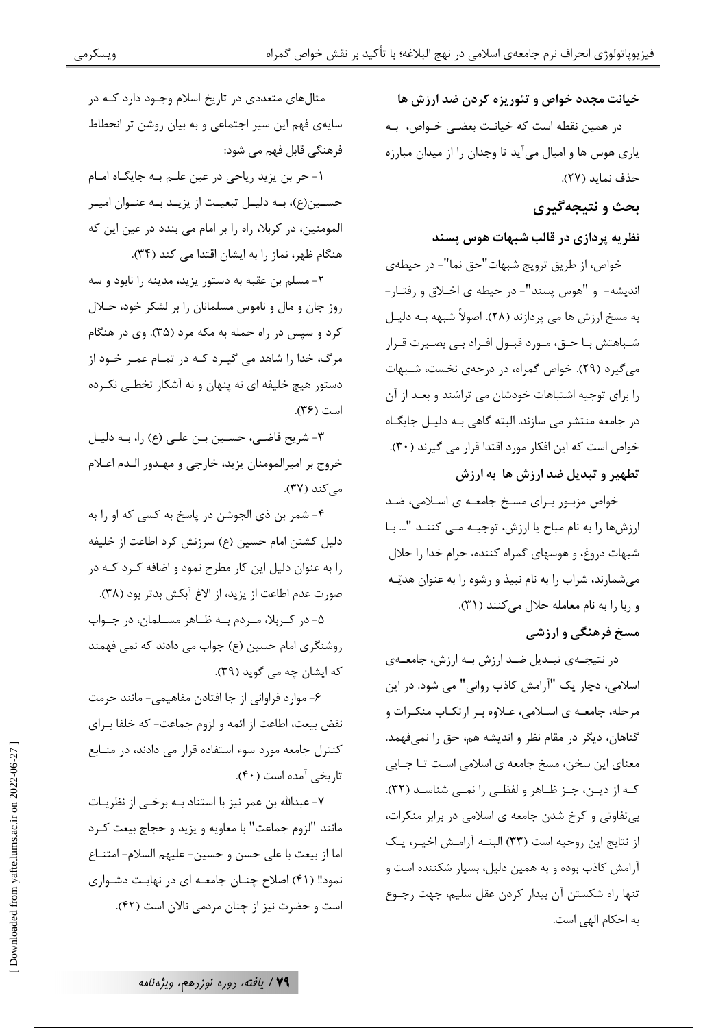**خیانت مجدد خواص و تئوریزه کردن ضد ارزش ها**

در همین نقطه است که خیانت بعضی خواص، به یاری هوس ها و امیال می‌آید تا وجدان را از میدان مبارزه حذف نماید (۲۷).

## بحث و نتیجه‌گیری

**نظریه پردازی در قالب شبهات هوس پسند**

خواص، از طریق ترویج شبهات"حق نما"- در حیطه‌ی اندیشه- و "هوس پسند"- در حیطه ی اخلاق و رفتار- به مسخ ارزش ها می پردازند (۲۸). اصولاً شبهه به دلیل شباهتش با حق، مورد قبول افراد بی بصیرت قرار می‌گیرد (۲۹). خواص گمراه، در درجه‌ی نخست، شبهات را برای توجیه اشتباهات خودشان می تراشند و بعد از آن در جامعه منتشر می سازند. البته گاهی به دلیل جایگاه خواص است که این افکار مورد اقتدا قرار می گیرند (۳۰).

**تطهیر و تبدیل ضد ارزش ها به ارزش**

خواص مزبور برای مسخ جامعه ی اسلامی، ضد ارزش‌ها را به نام مباح یا ارزش، توجیه می کنند "... با شبهات دروغ، و هوسهای گمراه کننده، حرام خدا را حلال می‌شمارند، شراب را به نام نبیذ و رشوه را به عنوان هدیّه و ربا را به نام معامله حلال می‌کنند (۳۱).

**مسخ فرهنگی و ارزشی**

در نتیجه‌ی تبدیل ضد ارزش به ارزش، جامعه‌ی اسلامی، دچار یک "آرامش کاذب روانی" می شود. در این مرحله، جامعه ی اسلامی، علاوه بر ارتکاب منکرات و گناهان، دیگر در مقام نظر و اندیشه هم، حق را نمی‌فهمد. معنای این سخن، مسخ جامعه ی اسلامی است تا جایی که از دین، جز ظاهر و لفظی را نمی شناسد (۳۲). بی‌تفاوتی و کرخ شدن جامعه ی اسلامی در برابر منکرات، از نتایج این روحیه است (۳۳) البته آرامش اخیر، یک آرامش کاذب بوده و به همین دلیل، بسیار شکننده است و تنها راه شکستن آن بیدار کردن عقل سلیم، جهت رجوع به احکام الهی است.

مثال‌های متعددی در تاریخ اسلام وجود دارد که در سایه‌ی فهم این سیر اجتماعی و به بیان روشن تر انحطاط فرهنگی قابل فهم می شود:

۱- حر بن یزید ریاحی در عین علم به جایگاه امام حسین(ع)، به دلیل تبعیت از یزید به عنوان امیر المومنین، در کربلا، راه را بر امام می بندد در عین این که هنگام ظهر، نماز را به ایشان اقتدا می کند (۳۴).

۲- مسلم بن عقبه به دستور یزید، مدینه را نابود و سه روز جان و مال و ناموس مسلمانان را بر لشکر خود، حلال کرد و سپس در راه حمله به مکه مرد (۳۵). وی در هنگام مرگ، خدا را شاهد می گیرد که در تمام عمر خود از دستور هیچ خلیفه ای نه پنهان و نه آشکار تخطی نکرده است (۳۶).

۳- شریح قاضی، حسین بن علی (ع) را، به دلیل خروج بر امیرالمومنان یزید، خارجی و مهدور الدم اعلام می‌کند (۳۷).

۴- شمر بن ذی الجوشن در پاسخ به کسی که او را به دلیل کشتن امام حسین (ع) سرزنش کرد اطاعت از خلیفه را به عنوان دلیل این کار مطرح نمود و اضافه کرد که در صورت عدم اطاعت از یزید، از الاغ آبکش بدتر بود (۳۸).

۵- در کربلا، مردم به ظاهر مسلمان، در جواب روشنگری امام حسین (ع) جواب می دادند که نمی فهمند که ایشان چه می گوید (۳۹).

۶- موارد فراوانی از جا افتادن مفاهیمی- مانند حرمت نقض بیعت، اطاعت از ائمه و لزوم جماعت- که خلفا برای کنترل جامعه مورد سوء استفاده قرار می دادند، در منابع تاریخی آمده است (۴۰).

۷- عبدالله بن عمر نیز با استناد به برخی از نظریات مانند "لزوم جماعت" با معاویه و یزید و حجاج بیعت کرد اما از بیعت با علی حسن و حسین- علیهم السلام- امتناع نمود!! (۴۱) اصلاح چنان جامعه ای در نهایت دشواری است و حضرت نیز از چنان مردمی نالان است (۴۲).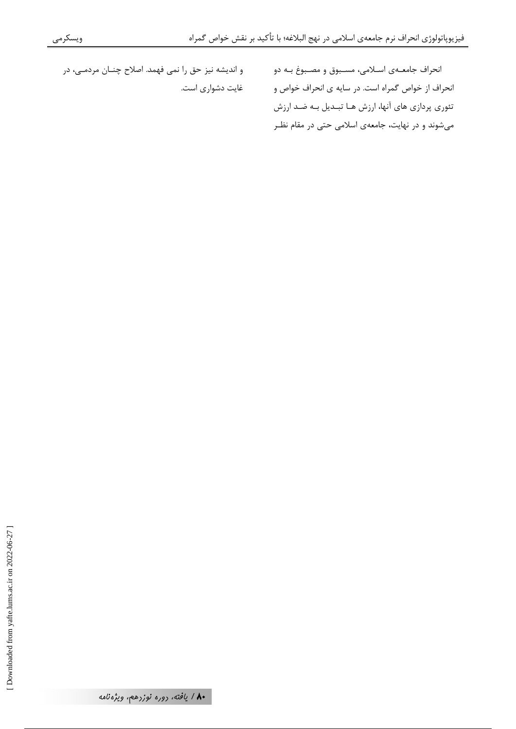انحراف جامعه‌ی اسلامی، مسبوق و مصبوغ به دو انحراف از خواص گمراه است. در سایه ی انحراف خواص و تئوری پردازی های آنها، ارزش ها تبدیل به ضد ارزش می‌شوند و در نهایت، جامعه‌ی اسلامی حتی در مقام نظر و اندیشه نیز حق را نمی فهمد. اصلاح چنان مردمی، در غایت دشواری است.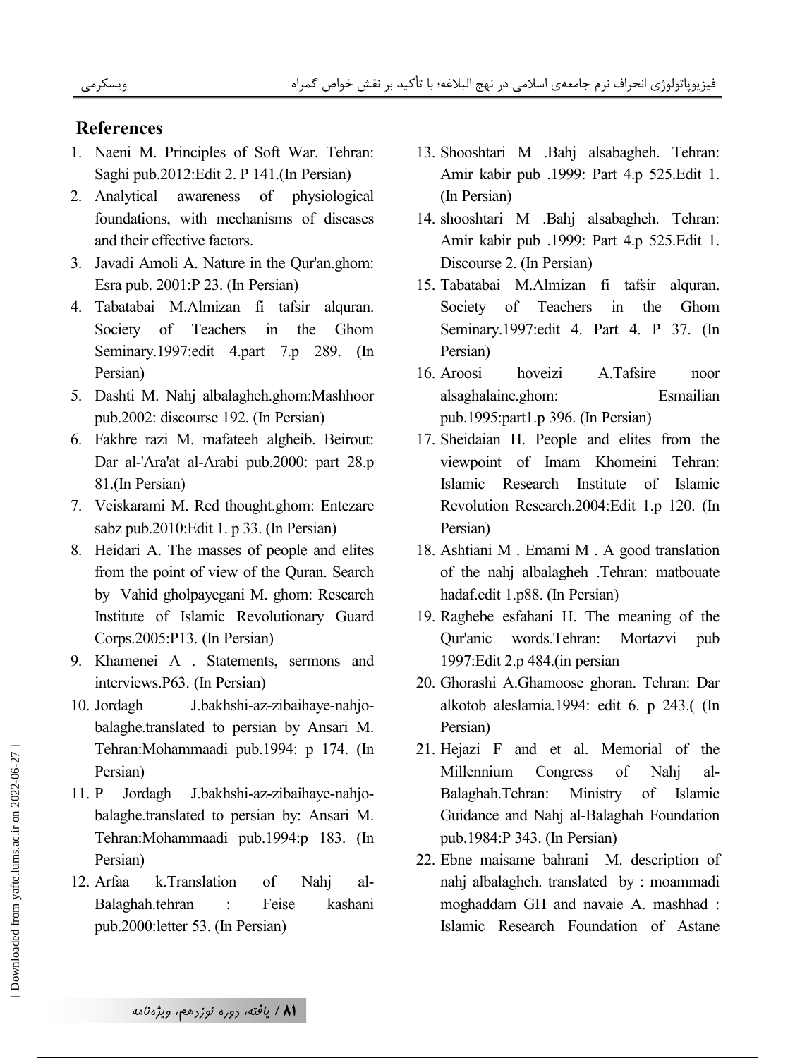## References

1. Naeni M. Principles of Soft War. Tehran: Saghi pub.2012:Edit 2. P 141.(In Persian)
2. Analytical awareness of physiological foundations, with mechanisms of diseases and their effective factors.
3. Javadi Amoli A. Nature in the Qur'an.ghom: Esra pub. 2001:P 23. (In Persian)
4. Tabatabai M.Almizan fi tafsir alquran. Society of Teachers in the Ghom Seminary.1997:edit 4.part 7.p 289. (In Persian)
5. Dashti M. Nahj albalagheh.ghom:Mashhoor pub.2002: discourse 192. (In Persian)
6. Fakhre razi M. mafateeh algheib. Beirout: Dar al-'Ara'at al-Arabi pub.2000: part 28.p 81.(In Persian)
7. Veiskarami M. Red thought.ghom: Entezare sabz pub.2010:Edit 1. p 33. (In Persian)
8. Heidari A. The masses of people and elites from the point of view of the Quran. Search by Vahid gholpayegani M. ghom: Research Institute of Islamic Revolutionary Guard Corps.2005:P13. (In Persian)
9. Khamenei A . Statements, sermons and interviews.P63. (In Persian)
10. Jordagh J.bakhshi-az-zibaihaye-nahjo-balaghe.translated to persian by Ansari M. Tehran:Mohammaadi pub.1994: p 174. (In Persian)
11. P Jordagh J.bakhshi-az-zibaihaye-nahjo-balaghe.translated to persian by: Ansari M. Tehran:Mohammaadi pub.1994:p 183. (In Persian)
12. Arfaa k.Translation of Nahj al-Balaghah.tehran : Feise kashani pub.2000:letter 53. (In Persian)
13. Shooshtari M .Bahj alsabagheh. Tehran: Amir kabir pub .1999: Part 4.p 525.Edit 1. (In Persian)
14. shooshtari M .Bahj alsabagheh. Tehran: Amir kabir pub .1999: Part 4.p 525.Edit 1. Discourse 2. (In Persian)
15. Tabatabai M.Almizan fi tafsir alquran. Society of Teachers in the Ghom Seminary.1997:edit 4. Part 4. P 37. (In Persian)
16. Aroosi hoveizi A.Tafsire noor alsaghalaine.ghom: Esmailian pub.1995:part1.p 396. (In Persian)
17. Sheidaian H. People and elites from the viewpoint of Imam Khomeini Tehran: Islamic Research Institute of Islamic Revolution Research.2004:Edit 1.p 120. (In Persian)
18. Ashtiani M . Emami M . A good translation of the nahj albalagheh .Tehran: matbouate hadaf.edit 1.p88. (In Persian)
19. Raghebe esfahani H. The meaning of the Qur'anic words.Tehran: Mortazvi pub 1997:Edit 2.p 484.(in persian
20. Ghorashi A.Ghamoose ghoran. Tehran: Dar alkotob aleslamia.1994: edit 6. p 243.( (In Persian)
21. Hejazi F and et al. Memorial of the Millennium Congress of Nahj al-Balaghah.Tehran: Ministry of Islamic Guidance and Nahj al-Balaghah Foundation pub.1984:P 343. (In Persian)
22. Ebne maisame bahrani M. description of nahj albalagheh. translated by : moammadi moghaddam GH and navaie A. mashhad : Islamic Research Foundation of Astane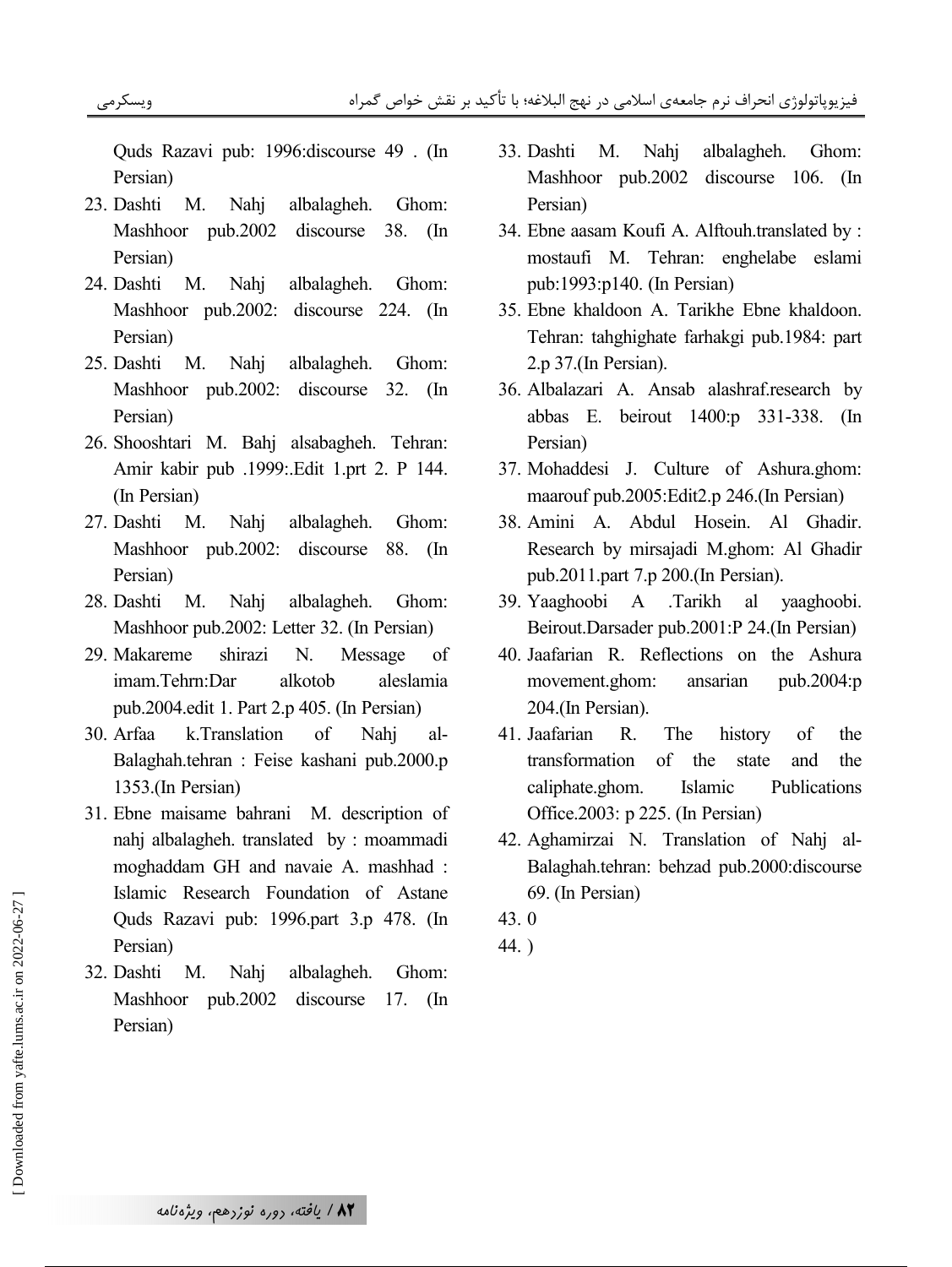Quds Razavi pub: 1996:discourse 49 . (In Persian)

23. Dashti M. Nahj albalagheh. Ghom: Mashhoor pub.2002 discourse 38. (In Persian)
24. Dashti M. Nahj albalagheh. Ghom: Mashhoor pub.2002: discourse 224. (In Persian)
25. Dashti M. Nahj albalagheh. Ghom: Mashhoor pub.2002: discourse 32. (In Persian)
26. Shooshtari M. Bahj alsabagheh. Tehran: Amir kabir pub .1999:.Edit 1.prt 2. P 144. (In Persian)
27. Dashti M. Nahj albalagheh. Ghom: Mashhoor pub.2002: discourse 88. (In Persian)
28. Dashti M. Nahj albalagheh. Ghom: Mashhoor pub.2002: Letter 32. (In Persian)
29. Makareme shirazi N. Message of imam.Tehrn:Dar alkotob aleslamia pub.2004.edit 1. Part 2.p 405. (In Persian)
30. Arfaa k.Translation of Nahj al-Balaghah.tehran : Feise kashani pub.2000.p 1353.(In Persian)
31. Ebne maisame bahrani M. description of nahj albalagheh. translated by : moammadi moghaddam GH and navaie A. mashhad : Islamic Research Foundation of Astane Quds Razavi pub: 1996.part 3.p 478. (In Persian)
32. Dashti M. Nahj albalagheh. Ghom: Mashhoor pub.2002 discourse 17. (In Persian)
33. Dashti M. Nahj albalagheh. Ghom: Mashhoor pub.2002 discourse 106. (In Persian)
34. Ebne aasam Koufi A. Alftouh.translated by : mostaufi M. Tehran: enghelabe eslami pub:1993:p140. (In Persian)
35. Ebne khaldoon A. Tarikhe Ebne khaldoon. Tehran: tahghighate farhakgi pub.1984: part 2.p 37.(In Persian).
36. Albalazari A. Ansab alashraf.research by abbas E. beirout 1400:p 331-338. (In Persian)
37. Mohaddesi J. Culture of Ashura.ghom: maarouf pub.2005:Edit2.p 246.(In Persian)
38. Amini A. Abdul Hosein. Al Ghadir. Research by mirsajadi M.ghom: Al Ghadir pub.2011.part 7.p 200.(In Persian).
39. Yaaghoobi A .Tarikh al yaaghoobi. Beirout.Darsader pub.2001:P 24.(In Persian)
40. Jaafarian R. Reflections on the Ashura movement.ghom: ansarian pub.2004:p 204.(In Persian).
41. Jaafarian R. The history of the transformation of the state and the caliphate.ghom. Islamic Publications Office.2003: p 225. (In Persian)
42. Aghamirzai N. Translation of Nahj al-Balaghah.tehran: behzad pub.2000:discourse 69. (In Persian)
43. 0
44. )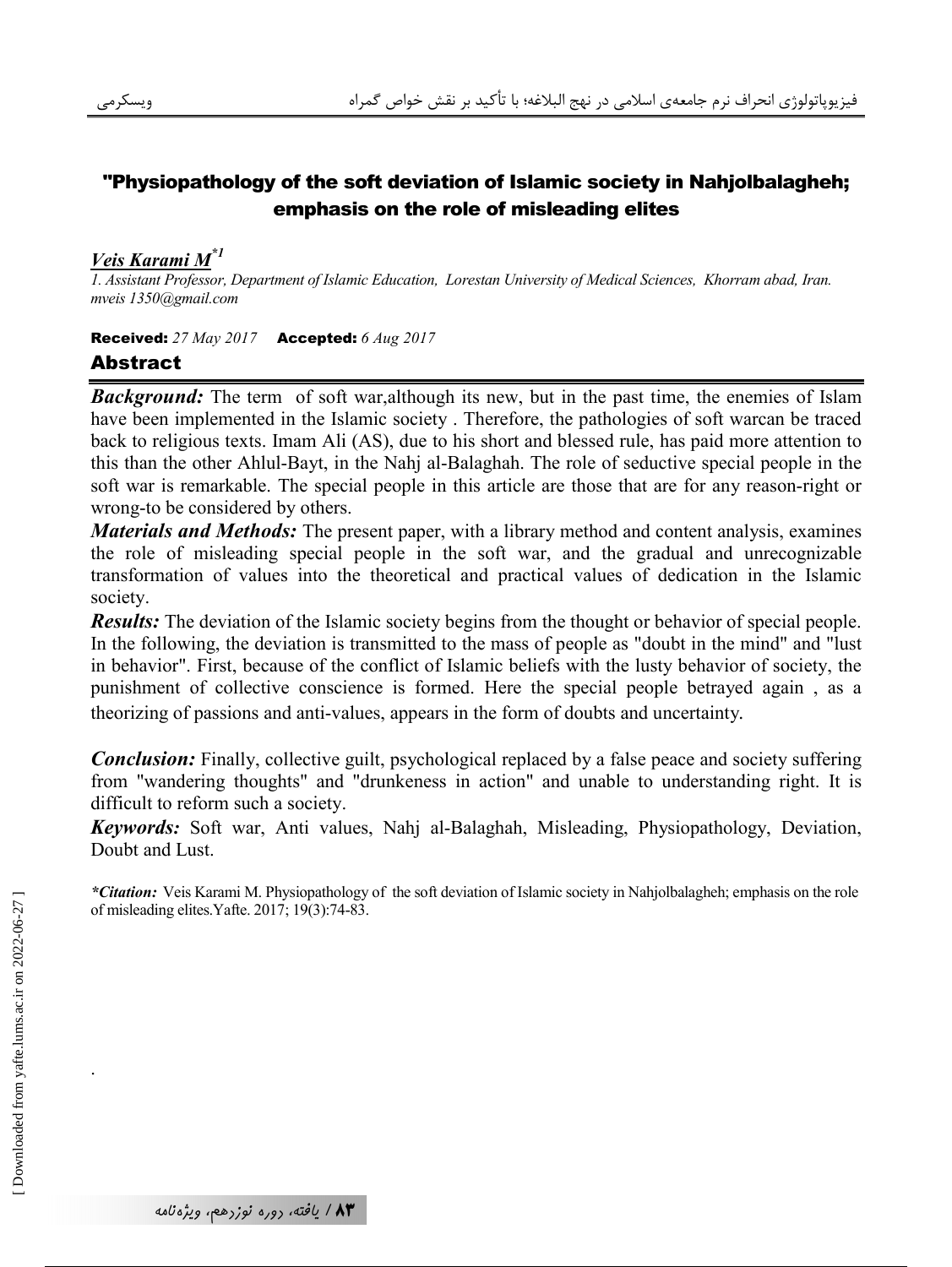# "Physiopathology of the soft deviation of Islamic society in Nahjolbalagheh; emphasis on the role of misleading elites

***Veis Karami M*** [*1]

*1. Assistant Professor, Department of Islamic Education, Lorestan University of Medical Sciences, Khorram abad, Iran. mveis 1350@gmail.com*

**Received:** *27 May 2017* **Accepted:** *6 Aug 2017*

## Abstract

***Background:*** The term of soft war,although its new, but in the past time, the enemies of Islam have been implemented in the Islamic society . Therefore, the pathologies of soft warcan be traced back to religious texts. Imam Ali (AS), due to his short and blessed rule, has paid more attention to this than the other Ahlul-Bayt, in the Nahj al-Balaghah. The role of seductive special people in the soft war is remarkable. The special people in this article are those that are for any reason-right or wrong-to be considered by others.

***Materials and Methods:*** The present paper, with a library method and content analysis, examines the role of misleading special people in the soft war, and the gradual and unrecognizable transformation of values into the theoretical and practical values of dedication in the Islamic society.

***Results:*** The deviation of the Islamic society begins from the thought or behavior of special people. In the following, the deviation is transmitted to the mass of people as "doubt in the mind" and "lust in behavior". First, because of the conflict of Islamic beliefs with the lusty behavior of society, the punishment of collective conscience is formed. Here the special people betrayed again , as a theorizing of passions and anti-values, appears in the form of doubts and uncertainty.

***Conclusion:*** Finally, collective guilt, psychological replaced by a false peace and society suffering from "wandering thoughts" and "drunkeness in action" and unable to understanding right. It is difficult to reform such a society.

***Keywords:*** Soft war, Anti values, Nahj al-Balaghah, Misleading, Physiopathology, Deviation, Doubt and Lust.

***Citation:*** Veis Karami M. Physiopathology of the soft deviation of Islamic society in Nahjolbalagheh; emphasis on the role of misleading elites.Yafte. 2017; 19(3):74-83.